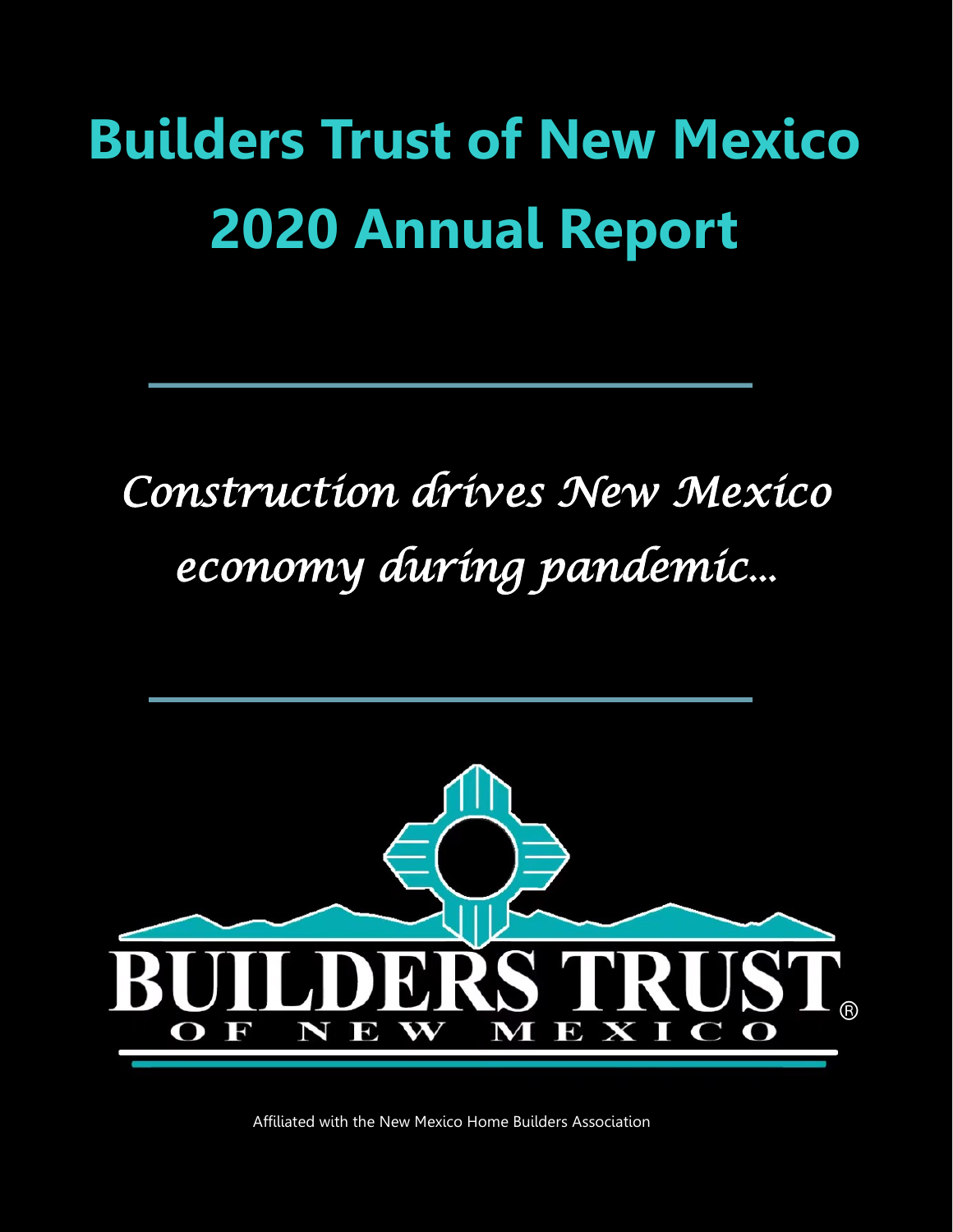# Builders Trust of New Mexico 2020 Annual Report

---

*Construction drives New Mexico economy during pandemic...*

---

BUILDERS TRUST OF NEW MEXICO®

Affiliated with the New Mexico Home Builders Association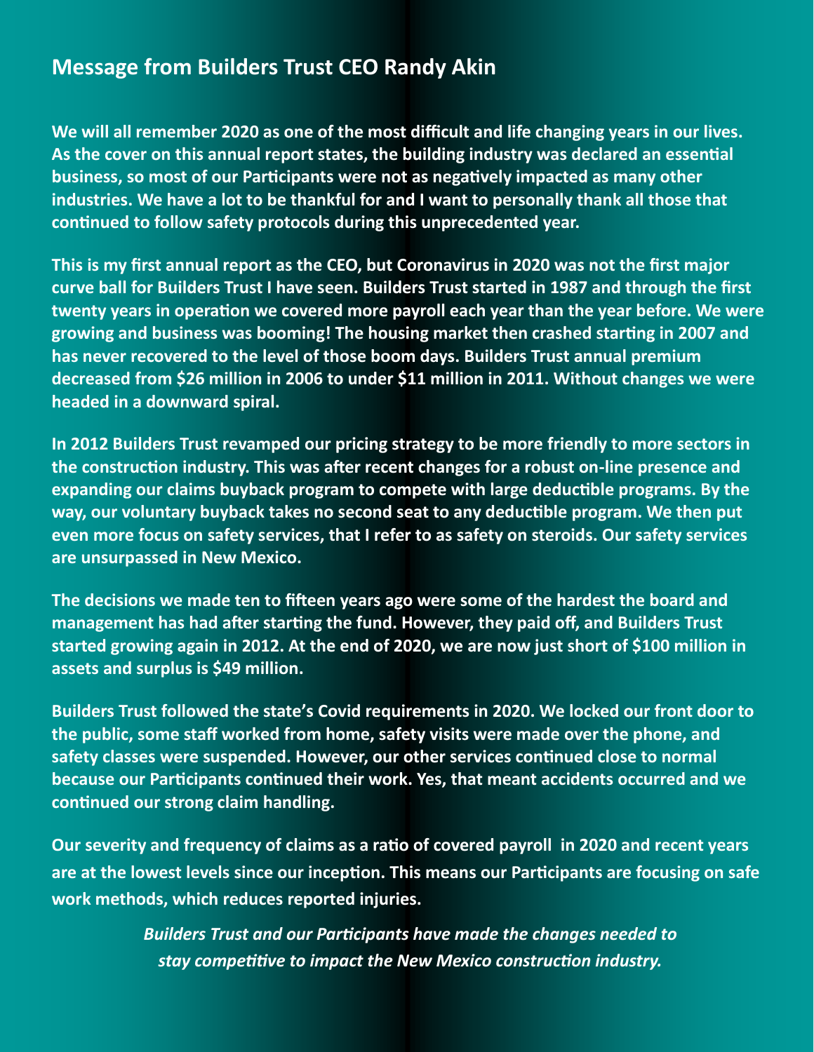## Message from Builders Trust CEO Randy Akin

**We will all remember 2020 as one of the most difficult and life changing years in our lives. As the cover on this annual report states, the building industry was declared an essential business, so most of our Participants were not as negatively impacted as many other industries. We have a lot to be thankful for and I want to personally thank all those that continued to follow safety protocols during this unprecedented year.**

**This is my first annual report as the CEO, but Coronavirus in 2020 was not the first major curve ball for Builders Trust I have seen. Builders Trust started in 1987 and through the first twenty years in operation we covered more payroll each year than the year before. We were growing and business was booming! The housing market then crashed starting in 2007 and has never recovered to the level of those boom days. Builders Trust annual premium decreased from $26 million in 2006 to under $11 million in 2011. Without changes we were headed in a downward spiral.**

**In 2012 Builders Trust revamped our pricing strategy to be more friendly to more sectors in the construction industry. This was after recent changes for a robust on-line presence and expanding our claims buyback program to compete with large deductible programs. By the way, our voluntary buyback takes no second seat to any deductible program. We then put even more focus on safety services, that I refer to as safety on steroids. Our safety services are unsurpassed in New Mexico.**

**The decisions we made ten to fifteen years ago were some of the hardest the board and management has had after starting the fund. However, they paid off, and Builders Trust started growing again in 2012. At the end of 2020, we are now just short of $100 million in assets and surplus is $49 million.**

**Builders Trust followed the state's Covid requirements in 2020. We locked our front door to the public, some staff worked from home, safety visits were made over the phone, and safety classes were suspended. However, our other services continued close to normal because our Participants continued their work. Yes, that meant accidents occurred and we continued our strong claim handling.**

**Our severity and frequency of claims as a ratio of covered payroll in 2020 and recent years are at the lowest levels since our inception. This means our Participants are focusing on safe work methods, which reduces reported injuries.**

***Builders Trust and our Participants have made the changes needed to stay competitive to impact the New Mexico construction industry.***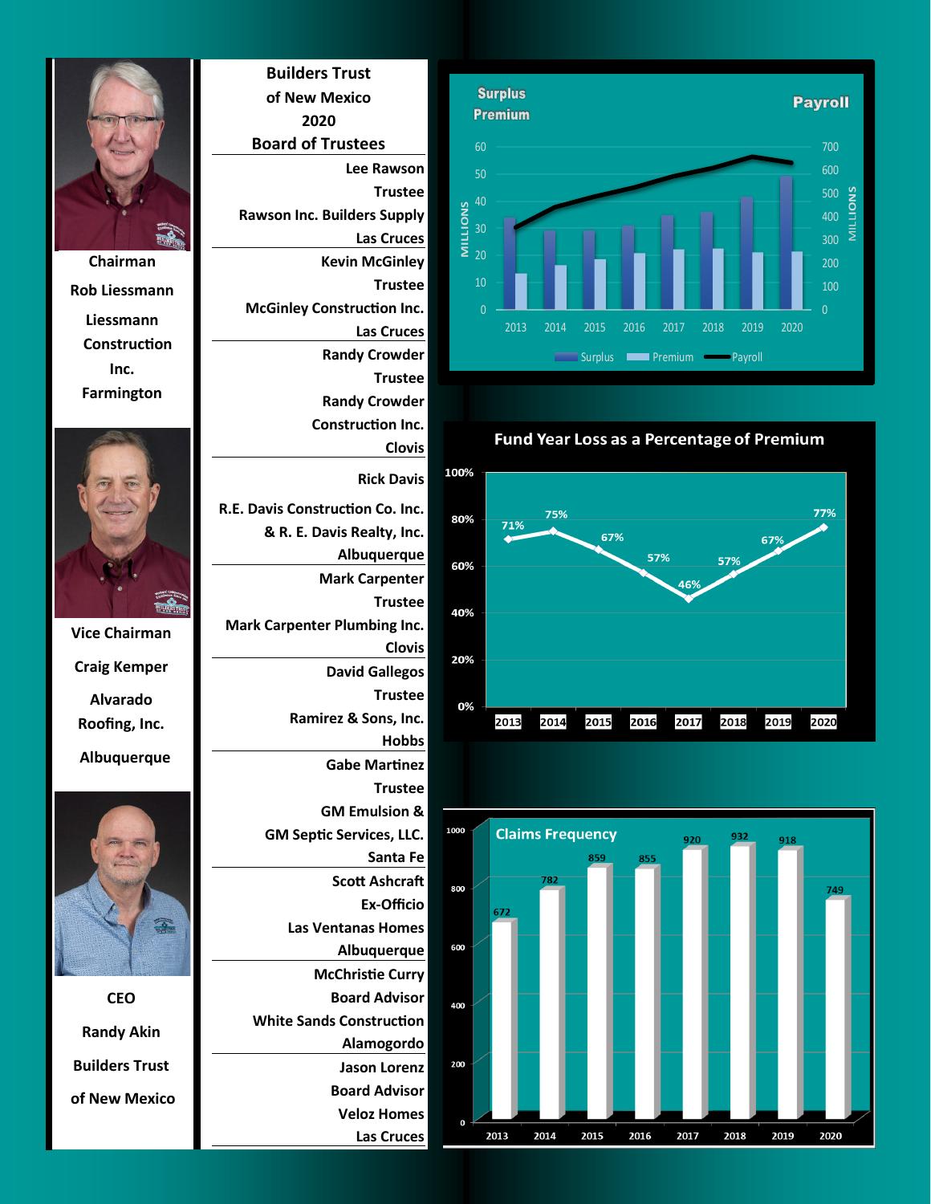Chairman

Rob Liessmann

Liessmann Construction Inc.

Farmington

Vice Chairman

Craig Kemper

Alvarado Roofing, Inc.

Albuquerque

CEO

Randy Akin

Builders Trust of New Mexico

## Builders Trust of New Mexico 2020 Board of Trustees

**Lee Rawson**
Trustee
Rawson Inc. Builders Supply
Las Cruces

**Kevin McGinley**
Trustee
McGinley Construction Inc.
Las Cruces

**Randy Crowder**
Trustee
Randy Crowder Construction Inc.
Clovis

**Rick Davis**
R.E. Davis Construction Co. Inc. & R. E. Davis Realty, Inc.
Albuquerque

**Mark Carpenter**
Trustee
Mark Carpenter Plumbing Inc.
Clovis

**David Gallegos**
Trustee
Ramirez & Sons, Inc.
Hobbs

**Gabe Martinez**
Trustee
GM Emulsion & GM Septic Services, LLC.
Santa Fe

**Scott Ashcraft**
Ex-Officio
Las Ventanas Homes
Albuquerque

**McChristie Curry**
Board Advisor
White Sands Construction
Alamogordo

**Jason Lorenz**
Board Advisor
Veloz Homes
Las Cruces

### Surplus / Premium / Payroll

Surplus and Premium (MILLIONS, left axis 0–60); Payroll (MILLIONS, right axis 0–700)

Years: 2013, 2014, 2015, 2016, 2017, 2018, 2019, 2020

Legend: Surplus, Premium, Payroll

### Fund Year Loss as a Percentage of Premium

| 2013 | 2014 | 2015 | 2016 | 2017 | 2018 | 2019 | 2020 |
|---|---|---|---|---|---|---|---|
| 71% | 75% | 67% | 57% | 46% | 57% | 67% | 77% |

### Claims Frequency

| 2013 | 2014 | 2015 | 2016 | 2017 | 2018 | 2019 | 2020 |
|---|---|---|---|---|---|---|---|
| 672 | 782 | 859 | 855 | 920 | 932 | 918 | 749 |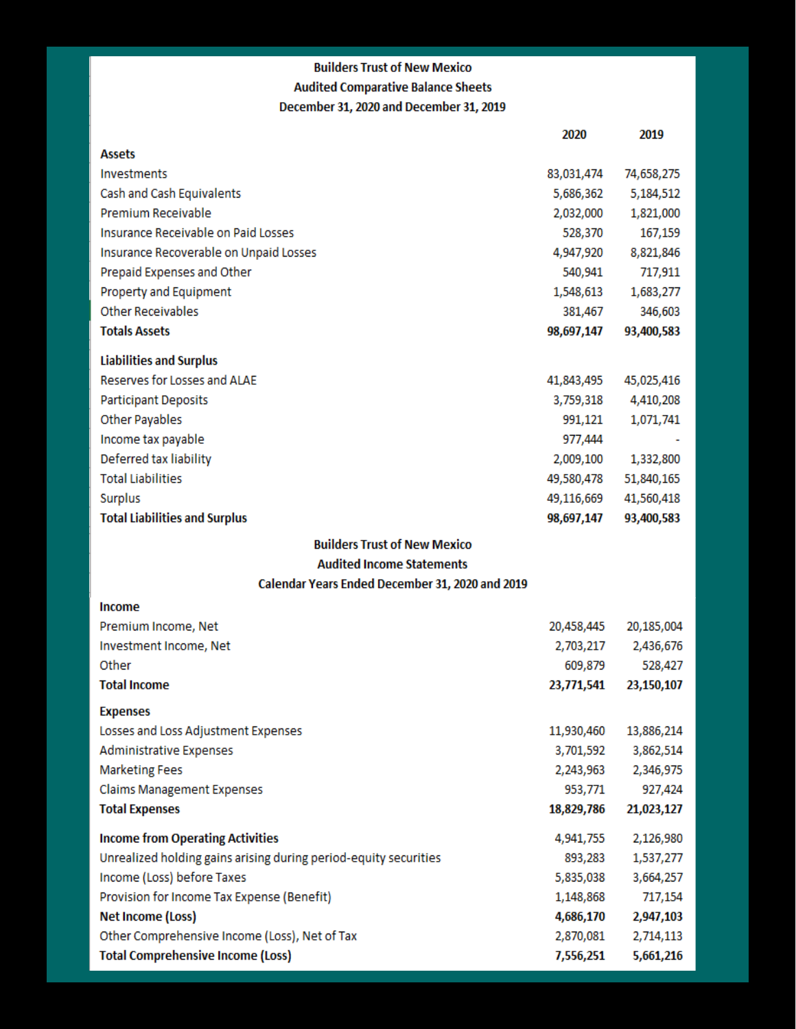**Builders Trust of New Mexico**

**Audited Comparative Balance Sheets**

**December 31, 2020 and December 31, 2019**

| | **2020** | **2019** |
|---|---|---|
| **Assets** | | |
| Investments | 83,031,474 | 74,658,275 |
| Cash and Cash Equivalents | 5,686,362 | 5,184,512 |
| Premium Receivable | 2,032,000 | 1,821,000 |
| Insurance Receivable on Paid Losses | 528,370 | 167,159 |
| Insurance Recoverable on Unpaid Losses | 4,947,920 | 8,821,846 |
| Prepaid Expenses and Other | 540,941 | 717,911 |
| Property and Equipment | 1,548,613 | 1,683,277 |
| Other Receivables | 381,467 | 346,603 |
| **Totals Assets** | **98,697,147** | **93,400,583** |
| **Liabilities and Surplus** | | |
| Reserves for Losses and ALAE | 41,843,495 | 45,025,416 |
| Participant Deposits | 3,759,318 | 4,410,208 |
| Other Payables | 991,121 | 1,071,741 |
| Income tax payable | 977,444 | - |
| Deferred tax liability | 2,009,100 | 1,332,800 |
| Total Liabilities | 49,580,478 | 51,840,165 |
| Surplus | 49,116,669 | 41,560,418 |
| **Total Liabilities and Surplus** | **98,697,147** | **93,400,583** |

**Builders Trust of New Mexico**

**Audited Income Statements**

**Calendar Years Ended December 31, 2020 and 2019**

| | | |
|---|---|---|
| **Income** | | |
| Premium Income, Net | 20,458,445 | 20,185,004 |
| Investment Income, Net | 2,703,217 | 2,436,676 |
| Other | 609,879 | 528,427 |
| **Total Income** | **23,771,541** | **23,150,107** |
| **Expenses** | | |
| Losses and Loss Adjustment Expenses | 11,930,460 | 13,886,214 |
| Administrative Expenses | 3,701,592 | 3,862,514 |
| Marketing Fees | 2,243,963 | 2,346,975 |
| Claims Management Expenses | 953,771 | 927,424 |
| **Total Expenses** | **18,829,786** | **21,023,127** |
| **Income from Operating Activities** | 4,941,755 | 2,126,980 |
| Unrealized holding gains arising during period-equity securities | 893,283 | 1,537,277 |
| Income (Loss) before Taxes | 5,835,038 | 3,664,257 |
| Provision for Income Tax Expense (Benefit) | 1,148,868 | 717,154 |
| **Net Income (Loss)** | **4,686,170** | **2,947,103** |
| Other Comprehensive Income (Loss), Net of Tax | 2,870,081 | 2,714,113 |
| **Total Comprehensive Income (Loss)** | **7,556,251** | **5,661,216** |